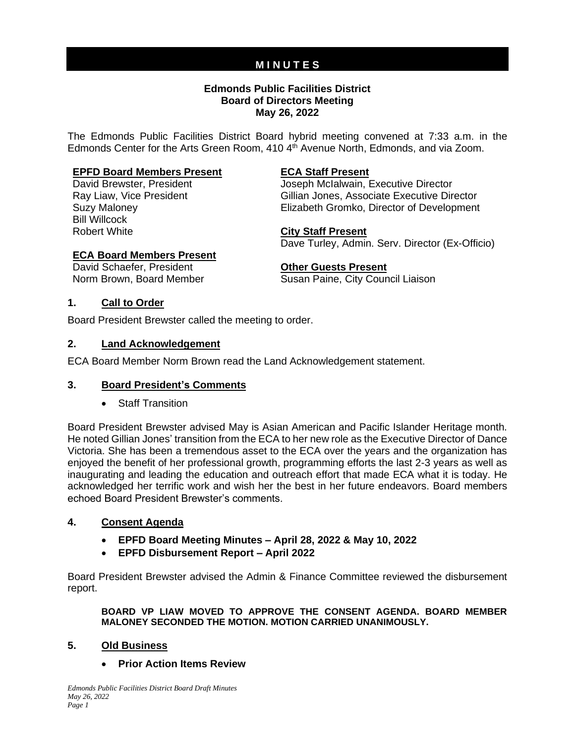# MINUTES

**Edmonds Public Facilities District**
**Board of Directors Meeting**
**May 26, 2022**

The Edmonds Public Facilities District Board hybrid meeting convened at 7:33 a.m. in the Edmonds Center for the Arts Green Room, 410 4th Avenue North, Edmonds, and via Zoom.

**EPFD Board Members Present**
David Brewster, President
Ray Liaw, Vice President
Suzy Maloney
Bill Willcock
Robert White

**ECA Board Members Present**
David Schaefer, President
Norm Brown, Board Member

**ECA Staff Present**
Joseph McIalwain, Executive Director
Gillian Jones, Associate Executive Director
Elizabeth Gromko, Director of Development

**City Staff Present**
Dave Turley, Admin. Serv. Director (Ex-Officio)

**Other Guests Present**
Susan Paine, City Council Liaison

## 1. Call to Order

Board President Brewster called the meeting to order.

## 2. Land Acknowledgement

ECA Board Member Norm Brown read the Land Acknowledgement statement.

## 3. Board President's Comments

- Staff Transition

Board President Brewster advised May is Asian American and Pacific Islander Heritage month. He noted Gillian Jones' transition from the ECA to her new role as the Executive Director of Dance Victoria. She has been a tremendous asset to the ECA over the years and the organization has enjoyed the benefit of her professional growth, programming efforts the last 2-3 years as well as inaugurating and leading the education and outreach effort that made ECA what it is today. He acknowledged her terrific work and wish her the best in her future endeavors. Board members echoed Board President Brewster's comments.

## 4. Consent Agenda

- **EPFD Board Meeting Minutes – April 28, 2022 & May 10, 2022**
- **EPFD Disbursement Report – April 2022**

Board President Brewster advised the Admin & Finance Committee reviewed the disbursement report.

> **BOARD VP LIAW MOVED TO APPROVE THE CONSENT AGENDA. BOARD MEMBER MALONEY SECONDED THE MOTION. MOTION CARRIED UNANIMOUSLY.**

## 5. Old Business

- **Prior Action Items Review**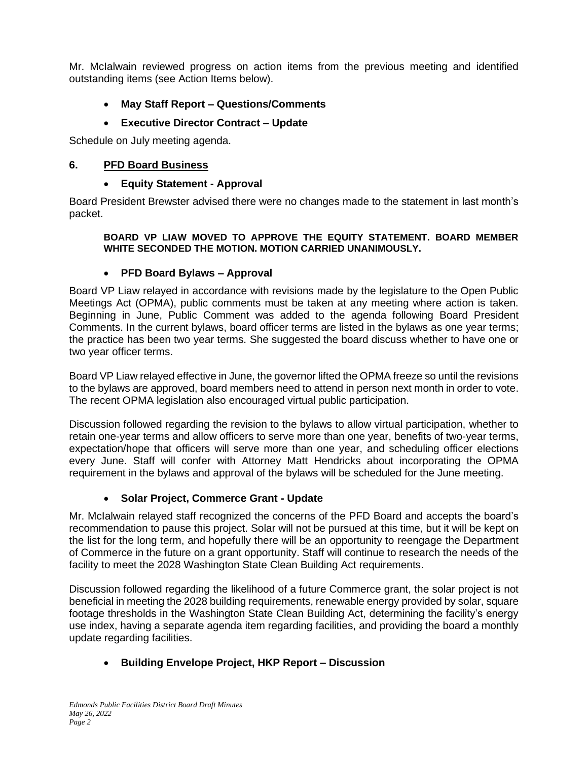Mr. McIalwain reviewed progress on action items from the previous meeting and identified outstanding items (see Action Items below).

- **May Staff Report – Questions/Comments**
- **Executive Director Contract – Update**

Schedule on July meeting agenda.

## 6. PFD Board Business

- **Equity Statement - Approval**

Board President Brewster advised there were no changes made to the statement in last month's packet.

> **BOARD VP LIAW MOVED TO APPROVE THE EQUITY STATEMENT. BOARD MEMBER WHITE SECONDED THE MOTION. MOTION CARRIED UNANIMOUSLY.**

- **PFD Board Bylaws – Approval**

Board VP Liaw relayed in accordance with revisions made by the legislature to the Open Public Meetings Act (OPMA), public comments must be taken at any meeting where action is taken. Beginning in June, Public Comment was added to the agenda following Board President Comments. In the current bylaws, board officer terms are listed in the bylaws as one year terms; the practice has been two year terms. She suggested the board discuss whether to have one or two year officer terms.

Board VP Liaw relayed effective in June, the governor lifted the OPMA freeze so until the revisions to the bylaws are approved, board members need to attend in person next month in order to vote. The recent OPMA legislation also encouraged virtual public participation.

Discussion followed regarding the revision to the bylaws to allow virtual participation, whether to retain one-year terms and allow officers to serve more than one year, benefits of two-year terms, expectation/hope that officers will serve more than one year, and scheduling officer elections every June. Staff will confer with Attorney Matt Hendricks about incorporating the OPMA requirement in the bylaws and approval of the bylaws will be scheduled for the June meeting.

- **Solar Project, Commerce Grant - Update**

Mr. McIalwain relayed staff recognized the concerns of the PFD Board and accepts the board's recommendation to pause this project. Solar will not be pursued at this time, but it will be kept on the list for the long term, and hopefully there will be an opportunity to reengage the Department of Commerce in the future on a grant opportunity. Staff will continue to research the needs of the facility to meet the 2028 Washington State Clean Building Act requirements.

Discussion followed regarding the likelihood of a future Commerce grant, the solar project is not beneficial in meeting the 2028 building requirements, renewable energy provided by solar, square footage thresholds in the Washington State Clean Building Act, determining the facility's energy use index, having a separate agenda item regarding facilities, and providing the board a monthly update regarding facilities.

- **Building Envelope Project, HKP Report – Discussion**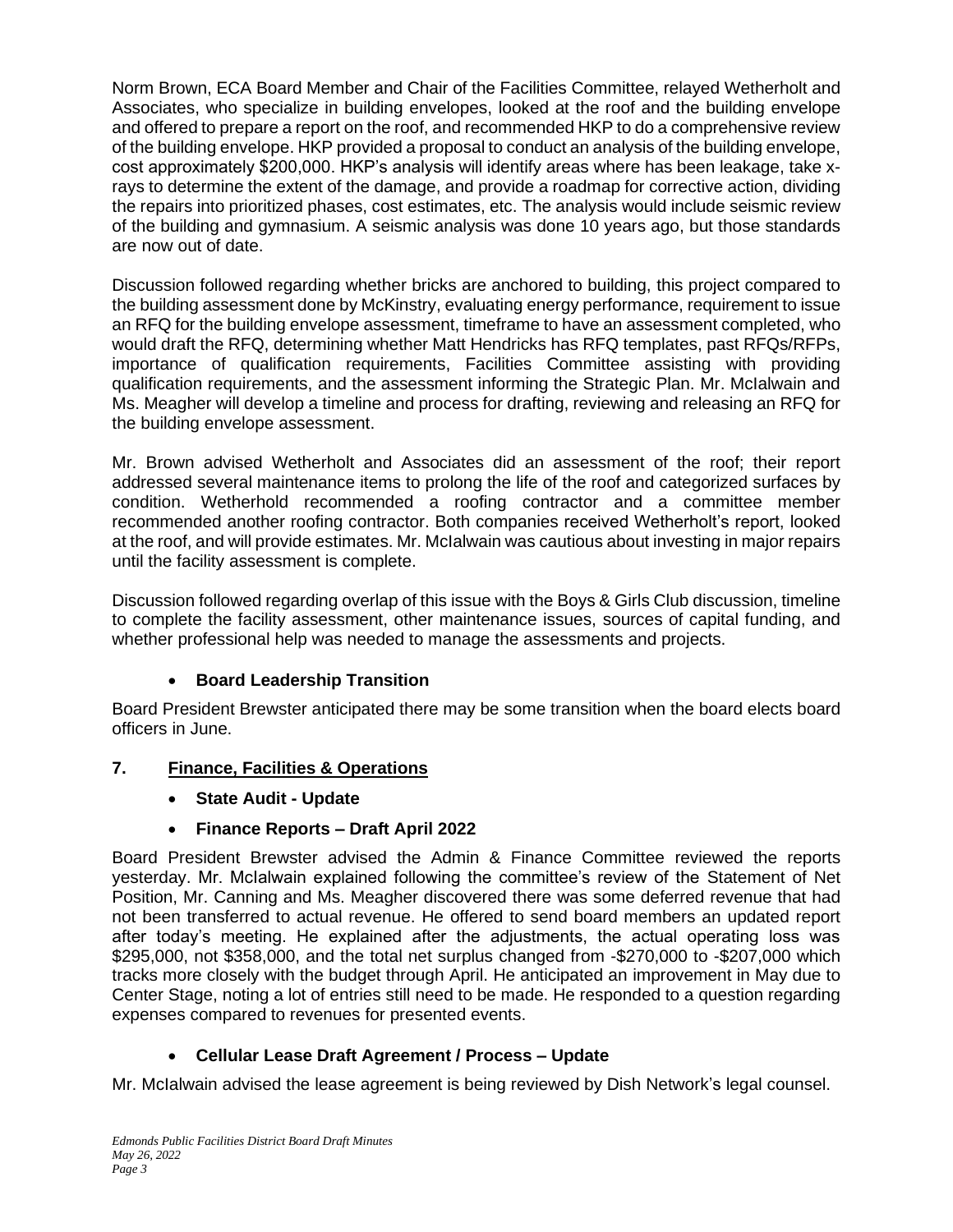Norm Brown, ECA Board Member and Chair of the Facilities Committee, relayed Wetherholt and Associates, who specialize in building envelopes, looked at the roof and the building envelope and offered to prepare a report on the roof, and recommended HKP to do a comprehensive review of the building envelope. HKP provided a proposal to conduct an analysis of the building envelope, cost approximately $200,000. HKP's analysis will identify areas where has been leakage, take x-rays to determine the extent of the damage, and provide a roadmap for corrective action, dividing the repairs into prioritized phases, cost estimates, etc. The analysis would include seismic review of the building and gymnasium. A seismic analysis was done 10 years ago, but those standards are now out of date.

Discussion followed regarding whether bricks are anchored to building, this project compared to the building assessment done by McKinstry, evaluating energy performance, requirement to issue an RFQ for the building envelope assessment, timeframe to have an assessment completed, who would draft the RFQ, determining whether Matt Hendricks has RFQ templates, past RFQs/RFPs, importance of qualification requirements, Facilities Committee assisting with providing qualification requirements, and the assessment informing the Strategic Plan. Mr. McIalwain and Ms. Meagher will develop a timeline and process for drafting, reviewing and releasing an RFQ for the building envelope assessment.

Mr. Brown advised Wetherholt and Associates did an assessment of the roof; their report addressed several maintenance items to prolong the life of the roof and categorized surfaces by condition. Wetherhold recommended a roofing contractor and a committee member recommended another roofing contractor. Both companies received Wetherholt's report, looked at the roof, and will provide estimates. Mr. McIalwain was cautious about investing in major repairs until the facility assessment is complete.

Discussion followed regarding overlap of this issue with the Boys & Girls Club discussion, timeline to complete the facility assessment, other maintenance issues, sources of capital funding, and whether professional help was needed to manage the assessments and projects.

- **Board Leadership Transition**

Board President Brewster anticipated there may be some transition when the board elects board officers in June.

## 7. Finance, Facilities & Operations

- **State Audit - Update**
- **Finance Reports – Draft April 2022**

Board President Brewster advised the Admin & Finance Committee reviewed the reports yesterday. Mr. McIalwain explained following the committee's review of the Statement of Net Position, Mr. Canning and Ms. Meagher discovered there was some deferred revenue that had not been transferred to actual revenue. He offered to send board members an updated report after today's meeting. He explained after the adjustments, the actual operating loss was $295,000, not $358,000, and the total net surplus changed from -$270,000 to -$207,000 which tracks more closely with the budget through April. He anticipated an improvement in May due to Center Stage, noting a lot of entries still need to be made. He responded to a question regarding expenses compared to revenues for presented events.

- **Cellular Lease Draft Agreement / Process – Update**

Mr. McIalwain advised the lease agreement is being reviewed by Dish Network's legal counsel.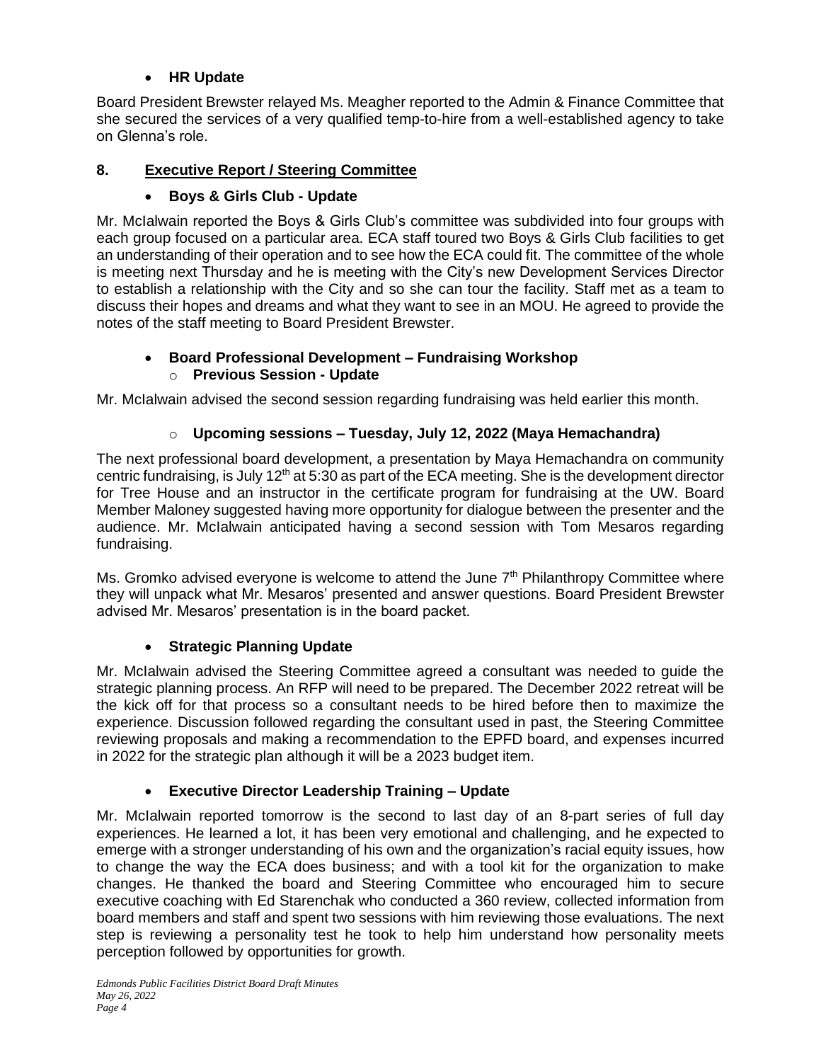- **HR Update**

Board President Brewster relayed Ms. Meagher reported to the Admin & Finance Committee that she secured the services of a very qualified temp-to-hire from a well-established agency to take on Glenna's role.

## 8. Executive Report / Steering Committee

- **Boys & Girls Club - Update**

Mr. McIalwain reported the Boys & Girls Club's committee was subdivided into four groups with each group focused on a particular area. ECA staff toured two Boys & Girls Club facilities to get an understanding of their operation and to see how the ECA could fit. The committee of the whole is meeting next Thursday and he is meeting with the City's new Development Services Director to establish a relationship with the City and so she can tour the facility. Staff met as a team to discuss their hopes and dreams and what they want to see in an MOU. He agreed to provide the notes of the staff meeting to Board President Brewster.

- **Board Professional Development – Fundraising Workshop**
  - **Previous Session - Update**

Mr. McIalwain advised the second session regarding fundraising was held earlier this month.

  - **Upcoming sessions – Tuesday, July 12, 2022 (Maya Hemachandra)**

The next professional board development, a presentation by Maya Hemachandra on community centric fundraising, is July 12th at 5:30 as part of the ECA meeting. She is the development director for Tree House and an instructor in the certificate program for fundraising at the UW. Board Member Maloney suggested having more opportunity for dialogue between the presenter and the audience. Mr. McIalwain anticipated having a second session with Tom Mesaros regarding fundraising.

Ms. Gromko advised everyone is welcome to attend the June 7th Philanthropy Committee where they will unpack what Mr. Mesaros' presented and answer questions. Board President Brewster advised Mr. Mesaros' presentation is in the board packet.

- **Strategic Planning Update**

Mr. McIalwain advised the Steering Committee agreed a consultant was needed to guide the strategic planning process. An RFP will need to be prepared. The December 2022 retreat will be the kick off for that process so a consultant needs to be hired before then to maximize the experience. Discussion followed regarding the consultant used in past, the Steering Committee reviewing proposals and making a recommendation to the EPFD board, and expenses incurred in 2022 for the strategic plan although it will be a 2023 budget item.

- **Executive Director Leadership Training – Update**

Mr. McIalwain reported tomorrow is the second to last day of an 8-part series of full day experiences. He learned a lot, it has been very emotional and challenging, and he expected to emerge with a stronger understanding of his own and the organization's racial equity issues, how to change the way the ECA does business; and with a tool kit for the organization to make changes. He thanked the board and Steering Committee who encouraged him to secure executive coaching with Ed Starenchak who conducted a 360 review, collected information from board members and staff and spent two sessions with him reviewing those evaluations. The next step is reviewing a personality test he took to help him understand how personality meets perception followed by opportunities for growth.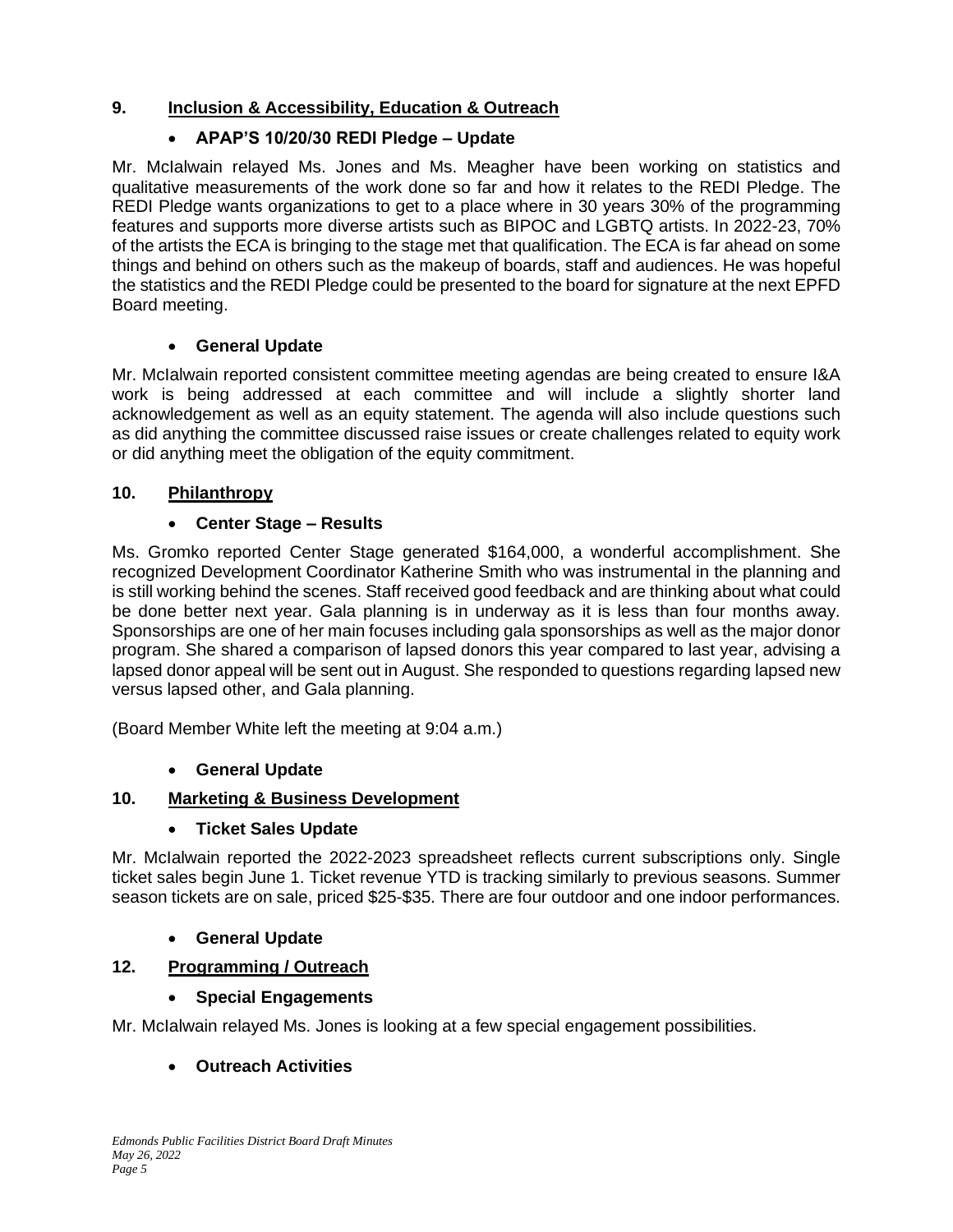## 9. Inclusion & Accessibility, Education & Outreach

- **APAP'S 10/20/30 REDI Pledge – Update**

Mr. McIalwain relayed Ms. Jones and Ms. Meagher have been working on statistics and qualitative measurements of the work done so far and how it relates to the REDI Pledge. The REDI Pledge wants organizations to get to a place where in 30 years 30% of the programming features and supports more diverse artists such as BIPOC and LGBTQ artists. In 2022-23, 70% of the artists the ECA is bringing to the stage met that qualification. The ECA is far ahead on some things and behind on others such as the makeup of boards, staff and audiences. He was hopeful the statistics and the REDI Pledge could be presented to the board for signature at the next EPFD Board meeting.

- **General Update**

Mr. McIalwain reported consistent committee meeting agendas are being created to ensure I&A work is being addressed at each committee and will include a slightly shorter land acknowledgement as well as an equity statement. The agenda will also include questions such as did anything the committee discussed raise issues or create challenges related to equity work or did anything meet the obligation of the equity commitment.

## 10. Philanthropy

- **Center Stage – Results**

Ms. Gromko reported Center Stage generated $164,000, a wonderful accomplishment. She recognized Development Coordinator Katherine Smith who was instrumental in the planning and is still working behind the scenes. Staff received good feedback and are thinking about what could be done better next year. Gala planning is in underway as it is less than four months away. Sponsorships are one of her main focuses including gala sponsorships as well as the major donor program. She shared a comparison of lapsed donors this year compared to last year, advising a lapsed donor appeal will be sent out in August. She responded to questions regarding lapsed new versus lapsed other, and Gala planning.

(Board Member White left the meeting at 9:04 a.m.)

- **General Update**

## 10. Marketing & Business Development

- **Ticket Sales Update**

Mr. McIalwain reported the 2022-2023 spreadsheet reflects current subscriptions only. Single ticket sales begin June 1. Ticket revenue YTD is tracking similarly to previous seasons. Summer season tickets are on sale, priced $25-$35. There are four outdoor and one indoor performances.

- **General Update**

## 12. Programming / Outreach

- **Special Engagements**

Mr. McIalwain relayed Ms. Jones is looking at a few special engagement possibilities.

- **Outreach Activities**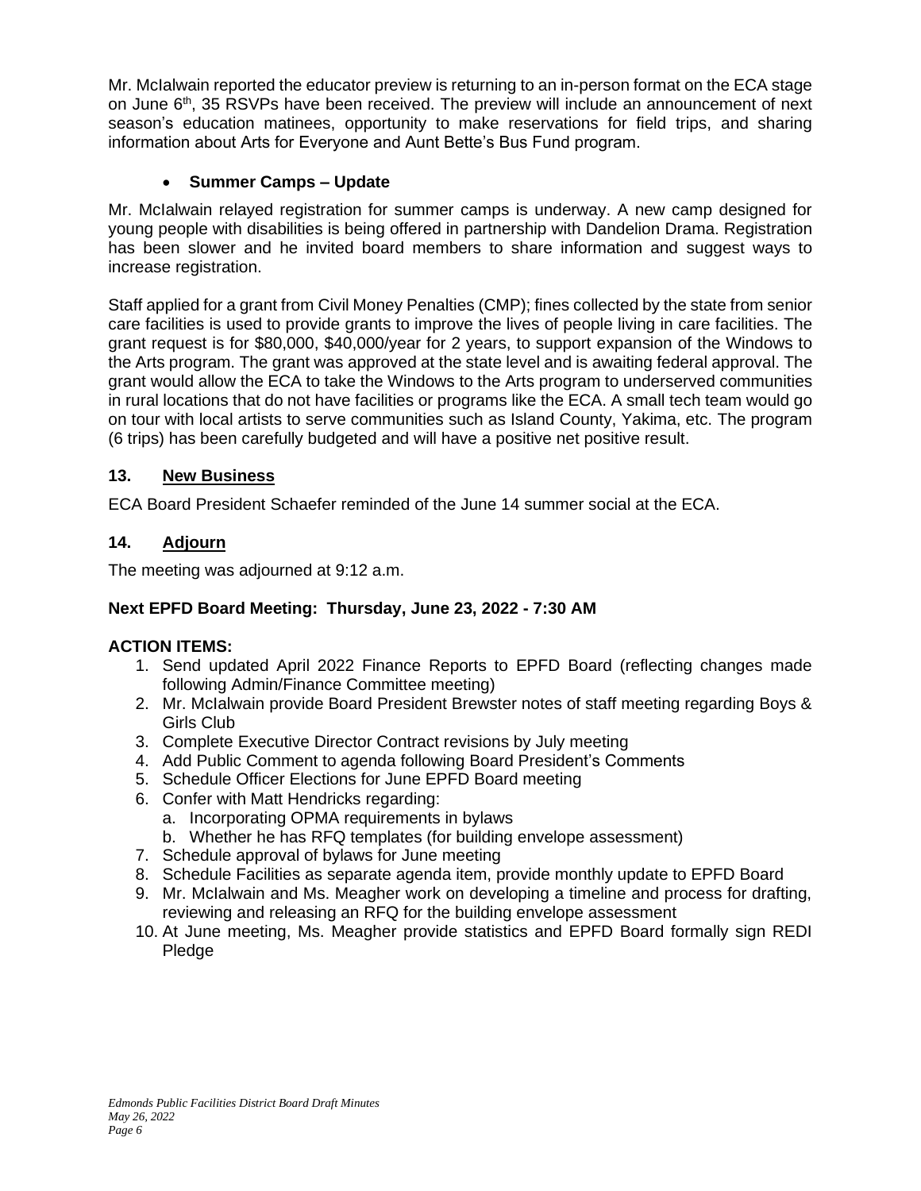Mr. McIalwain reported the educator preview is returning to an in-person format on the ECA stage on June 6th, 35 RSVPs have been received. The preview will include an announcement of next season's education matinees, opportunity to make reservations for field trips, and sharing information about Arts for Everyone and Aunt Bette's Bus Fund program.

- **Summer Camps – Update**

Mr. McIalwain relayed registration for summer camps is underway. A new camp designed for young people with disabilities is being offered in partnership with Dandelion Drama. Registration has been slower and he invited board members to share information and suggest ways to increase registration.

Staff applied for a grant from Civil Money Penalties (CMP); fines collected by the state from senior care facilities is used to provide grants to improve the lives of people living in care facilities. The grant request is for $80,000, $40,000/year for 2 years, to support expansion of the Windows to the Arts program. The grant was approved at the state level and is awaiting federal approval. The grant would allow the ECA to take the Windows to the Arts program to underserved communities in rural locations that do not have facilities or programs like the ECA. A small tech team would go on tour with local artists to serve communities such as Island County, Yakima, etc. The program (6 trips) has been carefully budgeted and will have a positive net positive result.

## 13. New Business

ECA Board President Schaefer reminded of the June 14 summer social at the ECA.

## 14. Adjourn

The meeting was adjourned at 9:12 a.m.

**Next EPFD Board Meeting: Thursday, June 23, 2022 - 7:30 AM**

**ACTION ITEMS:**

1. Send updated April 2022 Finance Reports to EPFD Board (reflecting changes made following Admin/Finance Committee meeting)
2. Mr. McIalwain provide Board President Brewster notes of staff meeting regarding Boys & Girls Club
3. Complete Executive Director Contract revisions by July meeting
4. Add Public Comment to agenda following Board President's Comments
5. Schedule Officer Elections for June EPFD Board meeting
6. Confer with Matt Hendricks regarding:
   a. Incorporating OPMA requirements in bylaws
   b. Whether he has RFQ templates (for building envelope assessment)
7. Schedule approval of bylaws for June meeting
8. Schedule Facilities as separate agenda item, provide monthly update to EPFD Board
9. Mr. McIalwain and Ms. Meagher work on developing a timeline and process for drafting, reviewing and releasing an RFQ for the building envelope assessment
10. At June meeting, Ms. Meagher provide statistics and EPFD Board formally sign REDI Pledge